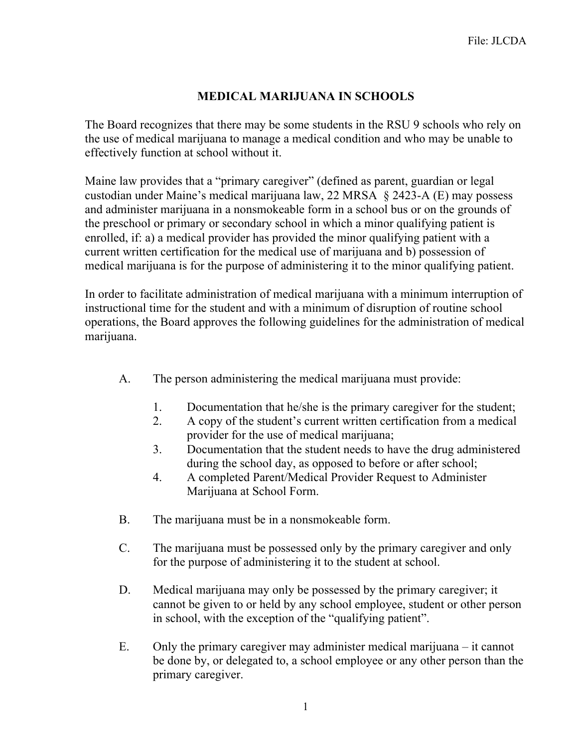# MEDICAL MARIJUANA IN SCHOOLS

The Board recognizes that there may be some students in the RSU 9 schools who rely on the use of medical marijuana to manage a medical condition and who may be unable to effectively function at school without it.

Maine law provides that a "primary caregiver" (defined as parent, guardian or legal custodian under Maine's medical marijuana law, 22 MRSA § 2423-A (E) may possess and administer marijuana in a nonsmokeable form in a school bus or on the grounds of the preschool or primary or secondary school in which a minor qualifying patient is enrolled, if: a) a medical provider has provided the minor qualifying patient with a current written certification for the medical use of marijuana and b) possession of medical marijuana is for the purpose of administering it to the minor qualifying patient.

In order to facilitate administration of medical marijuana with a minimum interruption of instructional time for the student and with a minimum of disruption of routine school operations, the Board approves the following guidelines for the administration of medical marijuana.

A. The person administering the medical marijuana must provide:

   1. Documentation that he/she is the primary caregiver for the student;
   2. A copy of the student's current written certification from a medical provider for the use of medical marijuana;
   3. Documentation that the student needs to have the drug administered during the school day, as opposed to before or after school;
   4. A completed Parent/Medical Provider Request to Administer Marijuana at School Form.

B. The marijuana must be in a nonsmokeable form.

C. The marijuana must be possessed only by the primary caregiver and only for the purpose of administering it to the student at school.

D. Medical marijuana may only be possessed by the primary caregiver; it cannot be given to or held by any school employee, student or other person in school, with the exception of the "qualifying patient".

E. Only the primary caregiver may administer medical marijuana – it cannot be done by, or delegated to, a school employee or any other person than the primary caregiver.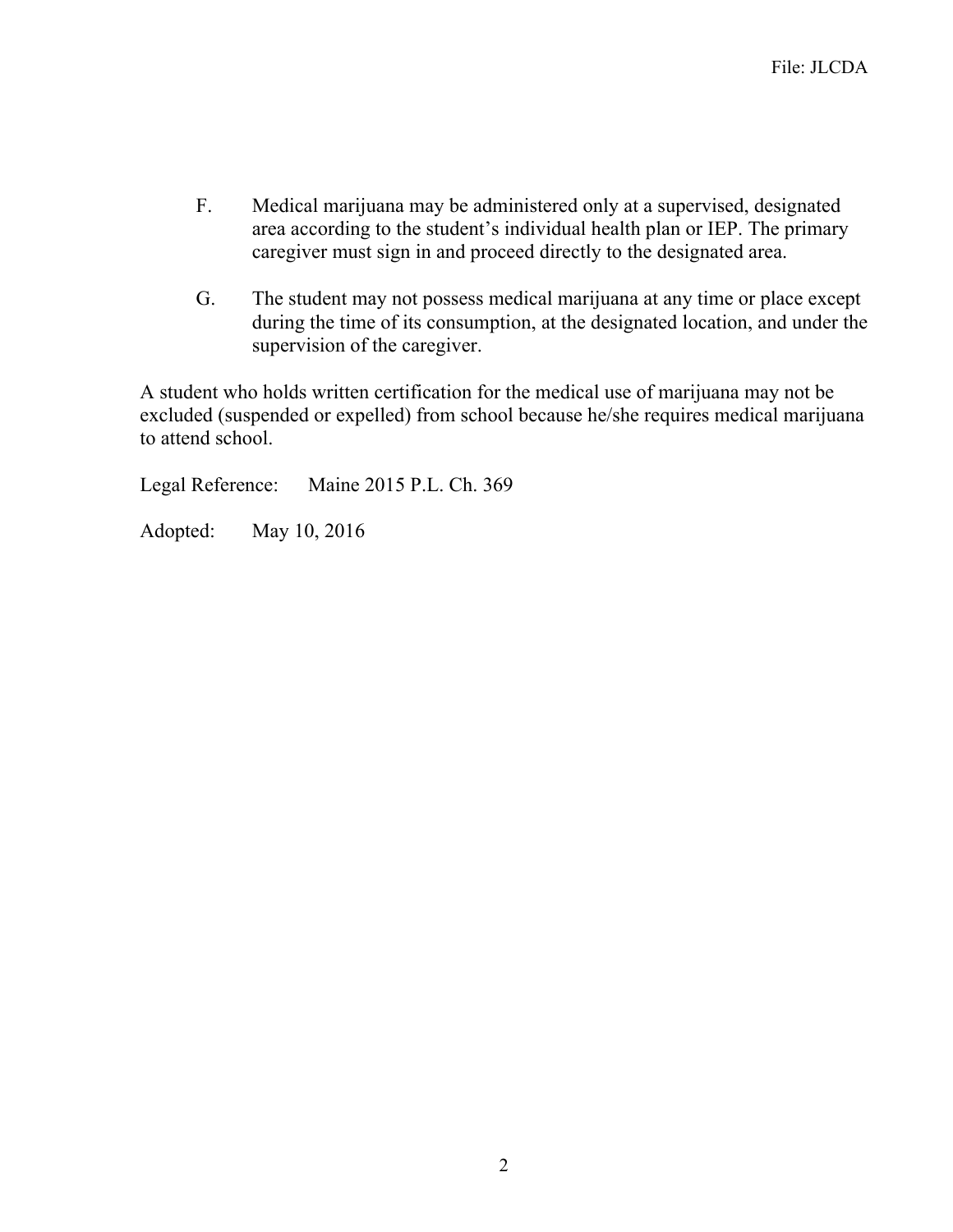F. Medical marijuana may be administered only at a supervised, designated area according to the student's individual health plan or IEP. The primary caregiver must sign in and proceed directly to the designated area.

G. The student may not possess medical marijuana at any time or place except during the time of its consumption, at the designated location, and under the supervision of the caregiver.

A student who holds written certification for the medical use of marijuana may not be excluded (suspended or expelled) from school because he/she requires medical marijuana to attend school.

Legal Reference: Maine 2015 P.L. Ch. 369

Adopted: May 10, 2016